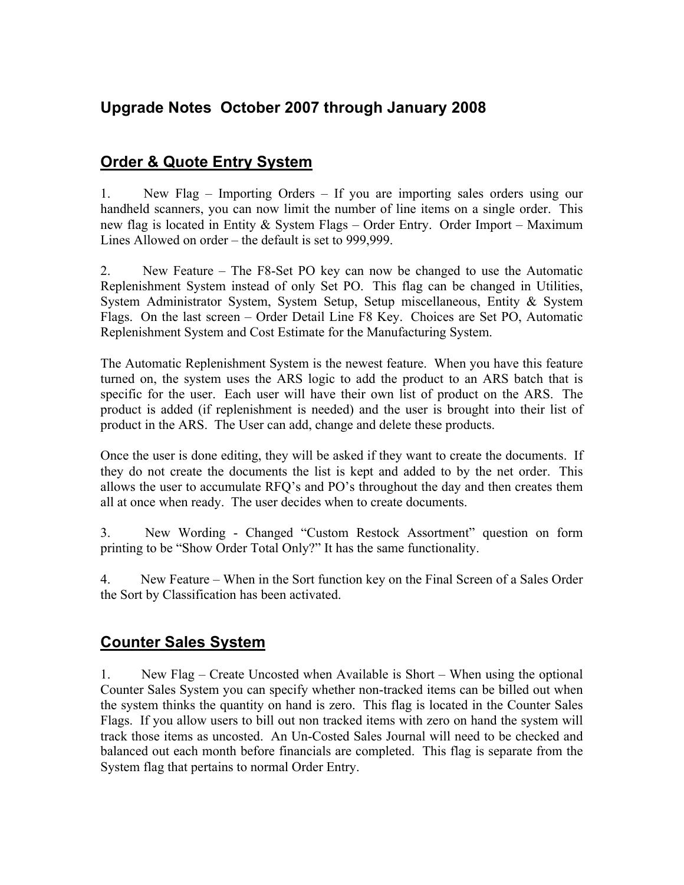## Upgrade Notes October 2007 through January 2008

## Order & Quote Entry System

1. New Flag – Importing Orders – If you are importing sales orders using our handheld scanners, you can now limit the number of line items on a single order. This new flag is located in Entity & System Flags – Order Entry. Order Import – Maximum Lines Allowed on order – the default is set to 999,999.

2. New Feature – The F8-Set PO key can now be changed to use the Automatic Replenishment System instead of only Set PO. This flag can be changed in Utilities, System Administrator System, System Setup, Setup miscellaneous, Entity & System Flags. On the last screen – Order Detail Line F8 Key. Choices are Set PO, Automatic Replenishment System and Cost Estimate for the Manufacturing System.

The Automatic Replenishment System is the newest feature. When you have this feature turned on, the system uses the ARS logic to add the product to an ARS batch that is specific for the user. Each user will have their own list of product on the ARS. The product is added (if replenishment is needed) and the user is brought into their list of product in the ARS. The User can add, change and delete these products.

Once the user is done editing, they will be asked if they want to create the documents. If they do not create the documents the list is kept and added to by the net order. This allows the user to accumulate RFQ's and PO's throughout the day and then creates them all at once when ready. The user decides when to create documents.

3. New Wording - Changed "Custom Restock Assortment" question on form printing to be "Show Order Total Only?" It has the same functionality.

4. New Feature – When in the Sort function key on the Final Screen of a Sales Order the Sort by Classification has been activated.

## Counter Sales System

1. New Flag – Create Uncosted when Available is Short – When using the optional Counter Sales System you can specify whether non-tracked items can be billed out when the system thinks the quantity on hand is zero. This flag is located in the Counter Sales Flags. If you allow users to bill out non tracked items with zero on hand the system will track those items as uncosted. An Un-Costed Sales Journal will need to be checked and balanced out each month before financials are completed. This flag is separate from the System flag that pertains to normal Order Entry.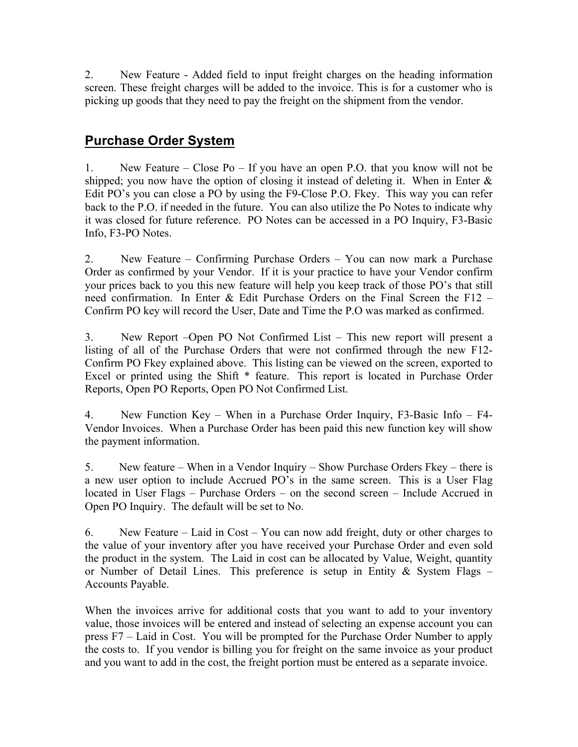2. New Feature - Added field to input freight charges on the heading information screen. These freight charges will be added to the invoice. This is for a customer who is picking up goods that they need to pay the freight on the shipment from the vendor.

## Purchase Order System

1. New Feature – Close Po – If you have an open P.O. that you know will not be shipped; you now have the option of closing it instead of deleting it. When in Enter & Edit PO's you can close a PO by using the F9-Close P.O. Fkey. This way you can refer back to the P.O. if needed in the future. You can also utilize the Po Notes to indicate why it was closed for future reference. PO Notes can be accessed in a PO Inquiry, F3-Basic Info, F3-PO Notes.

2. New Feature – Confirming Purchase Orders – You can now mark a Purchase Order as confirmed by your Vendor. If it is your practice to have your Vendor confirm your prices back to you this new feature will help you keep track of those PO's that still need confirmation. In Enter & Edit Purchase Orders on the Final Screen the F12 – Confirm PO key will record the User, Date and Time the P.O was marked as confirmed.

3. New Report –Open PO Not Confirmed List – This new report will present a listing of all of the Purchase Orders that were not confirmed through the new F12-Confirm PO Fkey explained above. This listing can be viewed on the screen, exported to Excel or printed using the Shift * feature. This report is located in Purchase Order Reports, Open PO Reports, Open PO Not Confirmed List.

4. New Function Key – When in a Purchase Order Inquiry, F3-Basic Info – F4-Vendor Invoices. When a Purchase Order has been paid this new function key will show the payment information.

5. New feature – When in a Vendor Inquiry – Show Purchase Orders Fkey – there is a new user option to include Accrued PO's in the same screen. This is a User Flag located in User Flags – Purchase Orders – on the second screen – Include Accrued in Open PO Inquiry. The default will be set to No.

6. New Feature – Laid in Cost – You can now add freight, duty or other charges to the value of your inventory after you have received your Purchase Order and even sold the product in the system. The Laid in cost can be allocated by Value, Weight, quantity or Number of Detail Lines. This preference is setup in Entity & System Flags – Accounts Payable.

When the invoices arrive for additional costs that you want to add to your inventory value, those invoices will be entered and instead of selecting an expense account you can press F7 – Laid in Cost. You will be prompted for the Purchase Order Number to apply the costs to. If you vendor is billing you for freight on the same invoice as your product and you want to add in the cost, the freight portion must be entered as a separate invoice.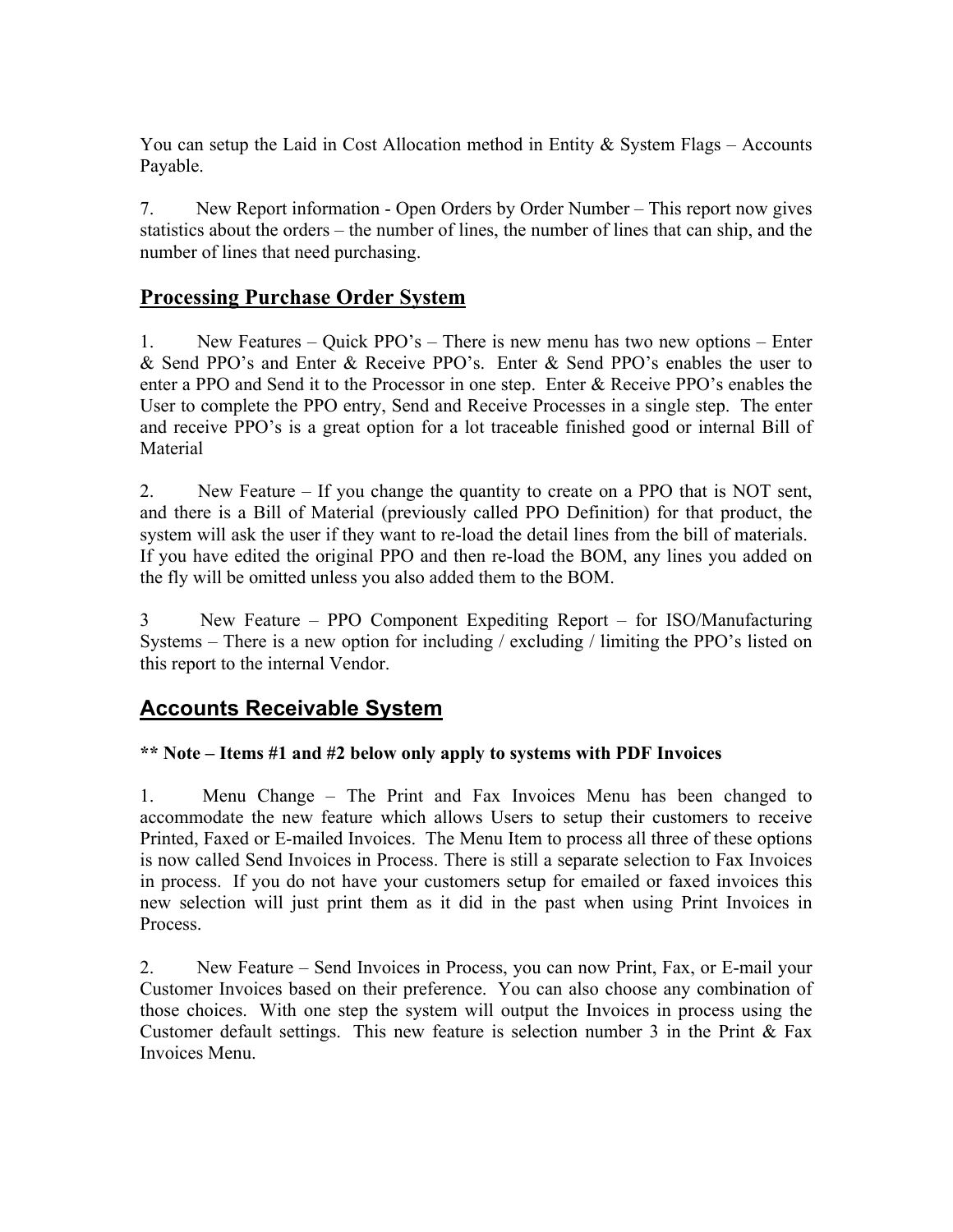You can setup the Laid in Cost Allocation method in Entity & System Flags – Accounts Payable.

7. New Report information - Open Orders by Order Number – This report now gives statistics about the orders – the number of lines, the number of lines that can ship, and the number of lines that need purchasing.

## Processing Purchase Order System

1. New Features – Quick PPO's – There is new menu has two new options – Enter & Send PPO's and Enter & Receive PPO's. Enter & Send PPO's enables the user to enter a PPO and Send it to the Processor in one step. Enter & Receive PPO's enables the User to complete the PPO entry, Send and Receive Processes in a single step. The enter and receive PPO's is a great option for a lot traceable finished good or internal Bill of Material

2. New Feature – If you change the quantity to create on a PPO that is NOT sent, and there is a Bill of Material (previously called PPO Definition) for that product, the system will ask the user if they want to re-load the detail lines from the bill of materials. If you have edited the original PPO and then re-load the BOM, any lines you added on the fly will be omitted unless you also added them to the BOM.

3 New Feature – PPO Component Expediting Report – for ISO/Manufacturing Systems – There is a new option for including / excluding / limiting the PPO's listed on this report to the internal Vendor.

## Accounts Receivable System

**** Note – Items #1 and #2 below only apply to systems with PDF Invoices**

1. Menu Change – The Print and Fax Invoices Menu has been changed to accommodate the new feature which allows Users to setup their customers to receive Printed, Faxed or E-mailed Invoices. The Menu Item to process all three of these options is now called Send Invoices in Process. There is still a separate selection to Fax Invoices in process. If you do not have your customers setup for emailed or faxed invoices this new selection will just print them as it did in the past when using Print Invoices in Process.

2. New Feature – Send Invoices in Process, you can now Print, Fax, or E-mail your Customer Invoices based on their preference. You can also choose any combination of those choices. With one step the system will output the Invoices in process using the Customer default settings. This new feature is selection number 3 in the Print & Fax Invoices Menu.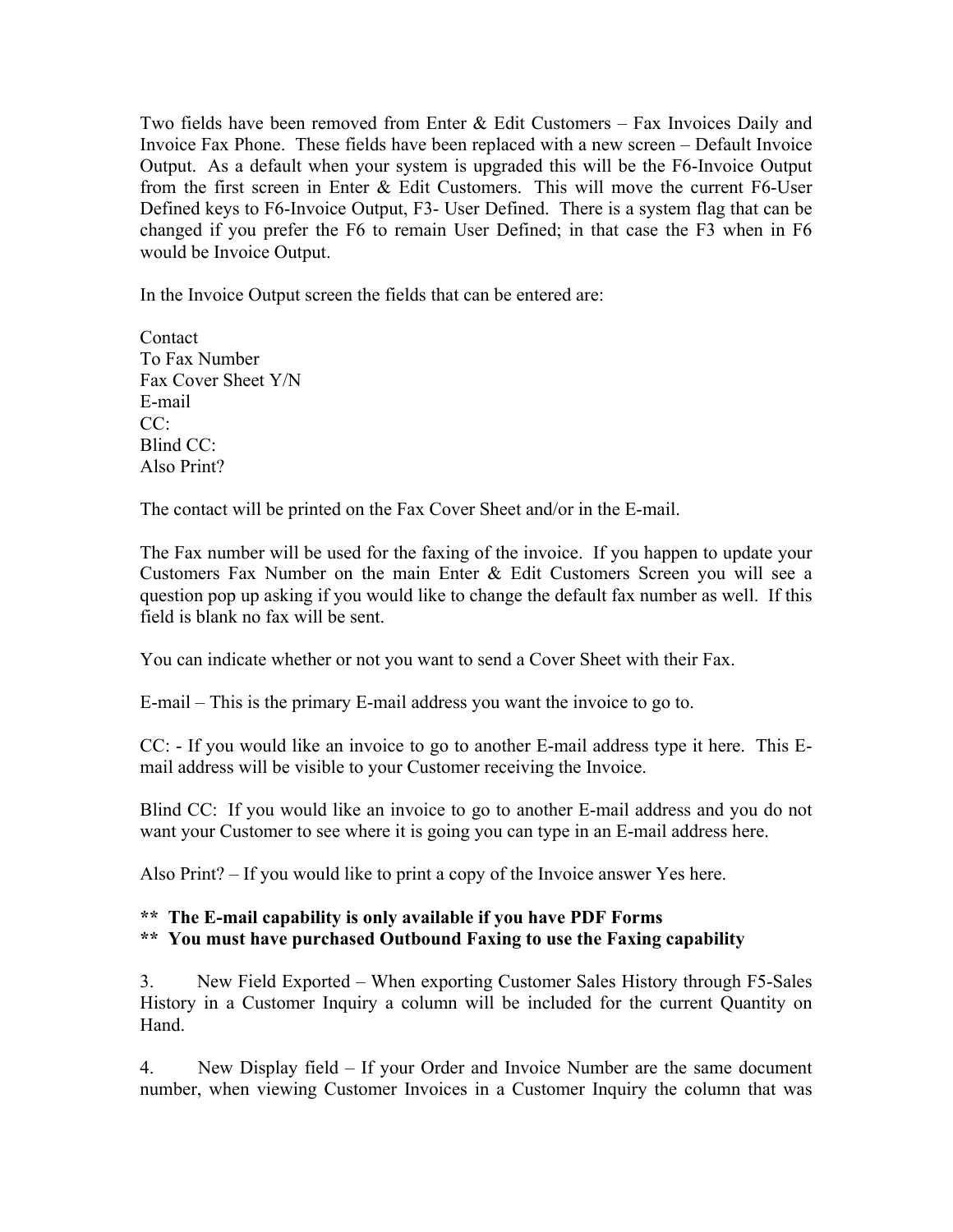Two fields have been removed from Enter & Edit Customers – Fax Invoices Daily and Invoice Fax Phone. These fields have been replaced with a new screen – Default Invoice Output. As a default when your system is upgraded this will be the F6-Invoice Output from the first screen in Enter & Edit Customers. This will move the current F6-User Defined keys to F6-Invoice Output, F3- User Defined. There is a system flag that can be changed if you prefer the F6 to remain User Defined; in that case the F3 when in F6 would be Invoice Output.

In the Invoice Output screen the fields that can be entered are:

Contact
To Fax Number
Fax Cover Sheet Y/N
E-mail
CC:
Blind CC:
Also Print?

The contact will be printed on the Fax Cover Sheet and/or in the E-mail.

The Fax number will be used for the faxing of the invoice. If you happen to update your Customers Fax Number on the main Enter & Edit Customers Screen you will see a question pop up asking if you would like to change the default fax number as well. If this field is blank no fax will be sent.

You can indicate whether or not you want to send a Cover Sheet with their Fax.

E-mail – This is the primary E-mail address you want the invoice to go to.

CC: - If you would like an invoice to go to another E-mail address type it here. This E-mail address will be visible to your Customer receiving the Invoice.

Blind CC: If you would like an invoice to go to another E-mail address and you do not want your Customer to see where it is going you can type in an E-mail address here.

Also Print? – If you would like to print a copy of the Invoice answer Yes here.

**\*\* The E-mail capability is only available if you have PDF Forms**
**\*\* You must have purchased Outbound Faxing to use the Faxing capability**

3. New Field Exported – When exporting Customer Sales History through F5-Sales History in a Customer Inquiry a column will be included for the current Quantity on Hand.

4. New Display field – If your Order and Invoice Number are the same document number, when viewing Customer Invoices in a Customer Inquiry the column that was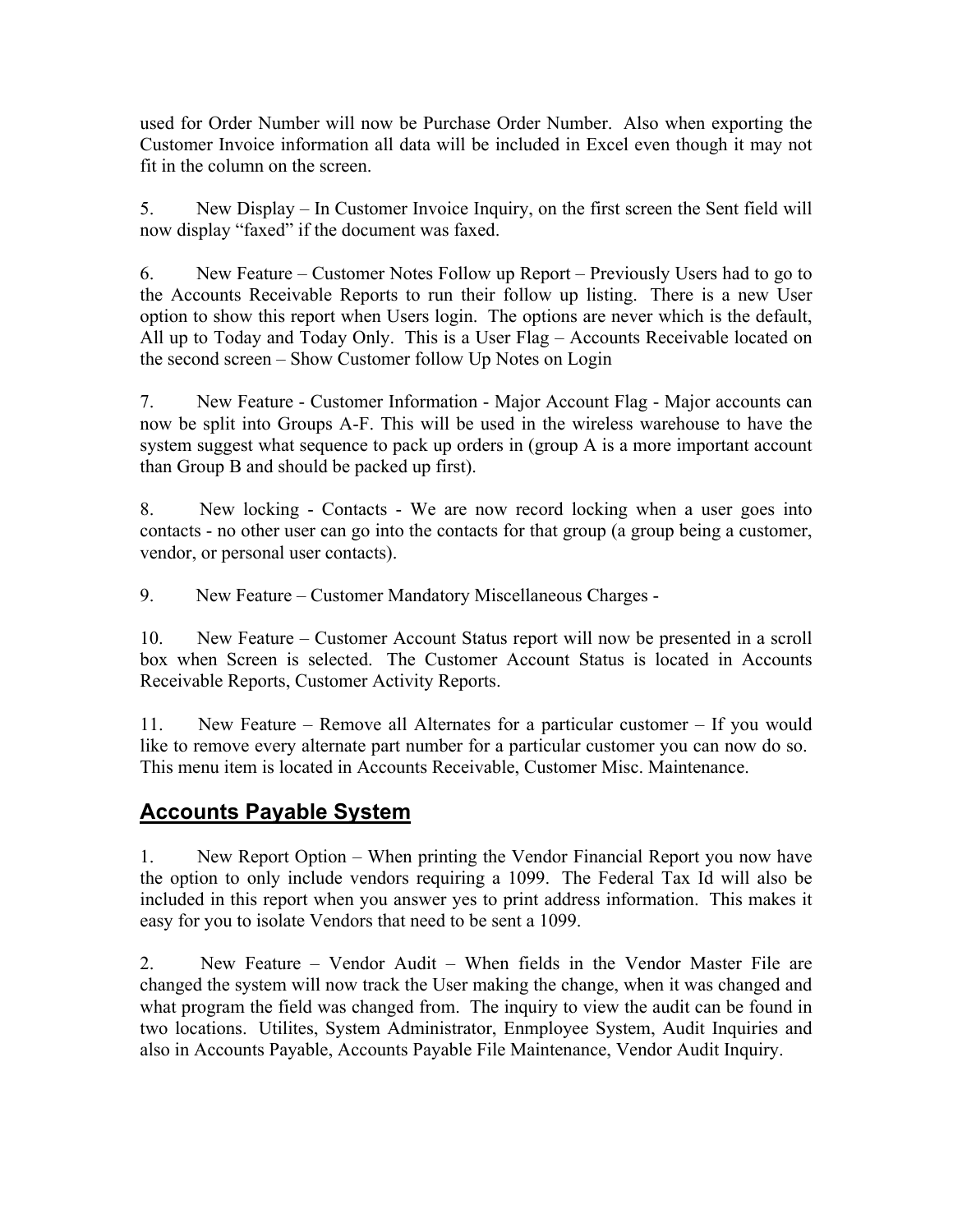used for Order Number will now be Purchase Order Number. Also when exporting the Customer Invoice information all data will be included in Excel even though it may not fit in the column on the screen.

5. New Display – In Customer Invoice Inquiry, on the first screen the Sent field will now display "faxed" if the document was faxed.

6. New Feature – Customer Notes Follow up Report – Previously Users had to go to the Accounts Receivable Reports to run their follow up listing. There is a new User option to show this report when Users login. The options are never which is the default, All up to Today and Today Only. This is a User Flag – Accounts Receivable located on the second screen – Show Customer follow Up Notes on Login

7. New Feature - Customer Information - Major Account Flag - Major accounts can now be split into Groups A-F. This will be used in the wireless warehouse to have the system suggest what sequence to pack up orders in (group A is a more important account than Group B and should be packed up first).

8. New locking - Contacts - We are now record locking when a user goes into contacts - no other user can go into the contacts for that group (a group being a customer, vendor, or personal user contacts).

9. New Feature – Customer Mandatory Miscellaneous Charges -

10. New Feature – Customer Account Status report will now be presented in a scroll box when Screen is selected. The Customer Account Status is located in Accounts Receivable Reports, Customer Activity Reports.

11. New Feature – Remove all Alternates for a particular customer – If you would like to remove every alternate part number for a particular customer you can now do so. This menu item is located in Accounts Receivable, Customer Misc. Maintenance.

## Accounts Payable System

1. New Report Option – When printing the Vendor Financial Report you now have the option to only include vendors requiring a 1099. The Federal Tax Id will also be included in this report when you answer yes to print address information. This makes it easy for you to isolate Vendors that need to be sent a 1099.

2. New Feature – Vendor Audit – When fields in the Vendor Master File are changed the system will now track the User making the change, when it was changed and what program the field was changed from. The inquiry to view the audit can be found in two locations. Utilites, System Administrator, Enmployee System, Audit Inquiries and also in Accounts Payable, Accounts Payable File Maintenance, Vendor Audit Inquiry.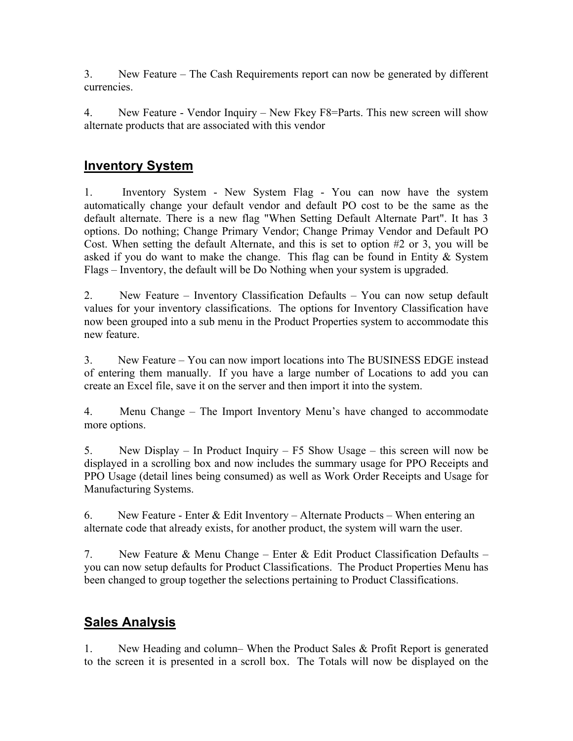3. New Feature – The Cash Requirements report can now be generated by different currencies.

4. New Feature - Vendor Inquiry – New Fkey F8=Parts. This new screen will show alternate products that are associated with this vendor

## Inventory System

1. Inventory System - New System Flag - You can now have the system automatically change your default vendor and default PO cost to be the same as the default alternate. There is a new flag "When Setting Default Alternate Part". It has 3 options. Do nothing; Change Primary Vendor; Change Primay Vendor and Default PO Cost. When setting the default Alternate, and this is set to option #2 or 3, you will be asked if you do want to make the change. This flag can be found in Entity & System Flags – Inventory, the default will be Do Nothing when your system is upgraded.

2. New Feature – Inventory Classification Defaults – You can now setup default values for your inventory classifications. The options for Inventory Classification have now been grouped into a sub menu in the Product Properties system to accommodate this new feature.

3. New Feature – You can now import locations into The BUSINESS EDGE instead of entering them manually. If you have a large number of Locations to add you can create an Excel file, save it on the server and then import it into the system.

4. Menu Change – The Import Inventory Menu's have changed to accommodate more options.

5. New Display – In Product Inquiry – F5 Show Usage – this screen will now be displayed in a scrolling box and now includes the summary usage for PPO Receipts and PPO Usage (detail lines being consumed) as well as Work Order Receipts and Usage for Manufacturing Systems.

6. New Feature - Enter & Edit Inventory – Alternate Products – When entering an alternate code that already exists, for another product, the system will warn the user.

7. New Feature & Menu Change – Enter & Edit Product Classification Defaults – you can now setup defaults for Product Classifications. The Product Properties Menu has been changed to group together the selections pertaining to Product Classifications.

## Sales Analysis

1. New Heading and column– When the Product Sales & Profit Report is generated to the screen it is presented in a scroll box. The Totals will now be displayed on the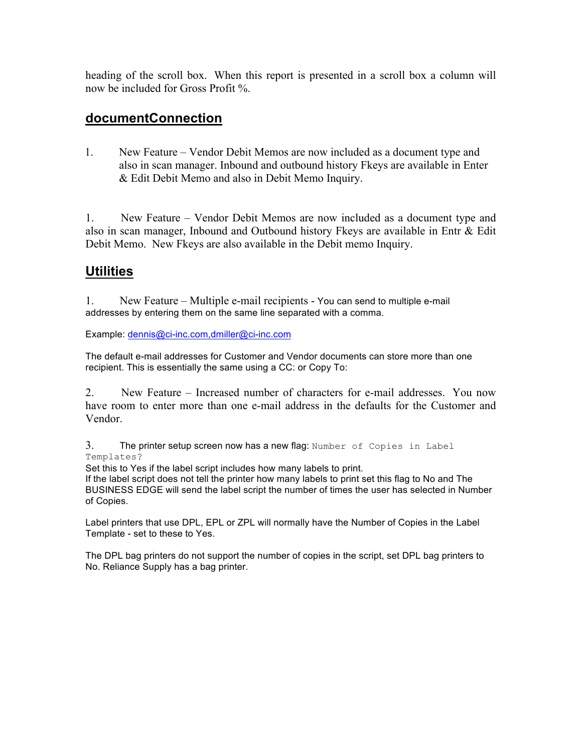heading of the scroll box. When this report is presented in a scroll box a column will now be included for Gross Profit %.

## documentConnection

1. New Feature – Vendor Debit Memos are now included as a document type and also in scan manager. Inbound and outbound history Fkeys are available in Enter & Edit Debit Memo and also in Debit Memo Inquiry.

1. New Feature – Vendor Debit Memos are now included as a document type and also in scan manager, Inbound and Outbound history Fkeys are available in Entr & Edit Debit Memo. New Fkeys are also available in the Debit memo Inquiry.

## Utilities

1. New Feature – Multiple e-mail recipients - You can send to multiple e-mail addresses by entering them on the same line separated with a comma.

Example: dennis@ci-inc.com,dmiller@ci-inc.com

The default e-mail addresses for Customer and Vendor documents can store more than one recipient. This is essentially the same using a CC: or Copy To:

2. New Feature – Increased number of characters for e-mail addresses. You now have room to enter more than one e-mail address in the defaults for the Customer and Vendor.

3. The printer setup screen now has a new flag: `Number of Copies in Label Templates?`

Set this to Yes if the label script includes how many labels to print.
If the label script does not tell the printer how many labels to print set this flag to No and The BUSINESS EDGE will send the label script the number of times the user has selected in Number of Copies.

Label printers that use DPL, EPL or ZPL will normally have the Number of Copies in the Label Template - set to these to Yes.

The DPL bag printers do not support the number of copies in the script, set DPL bag printers to No. Reliance Supply has a bag printer.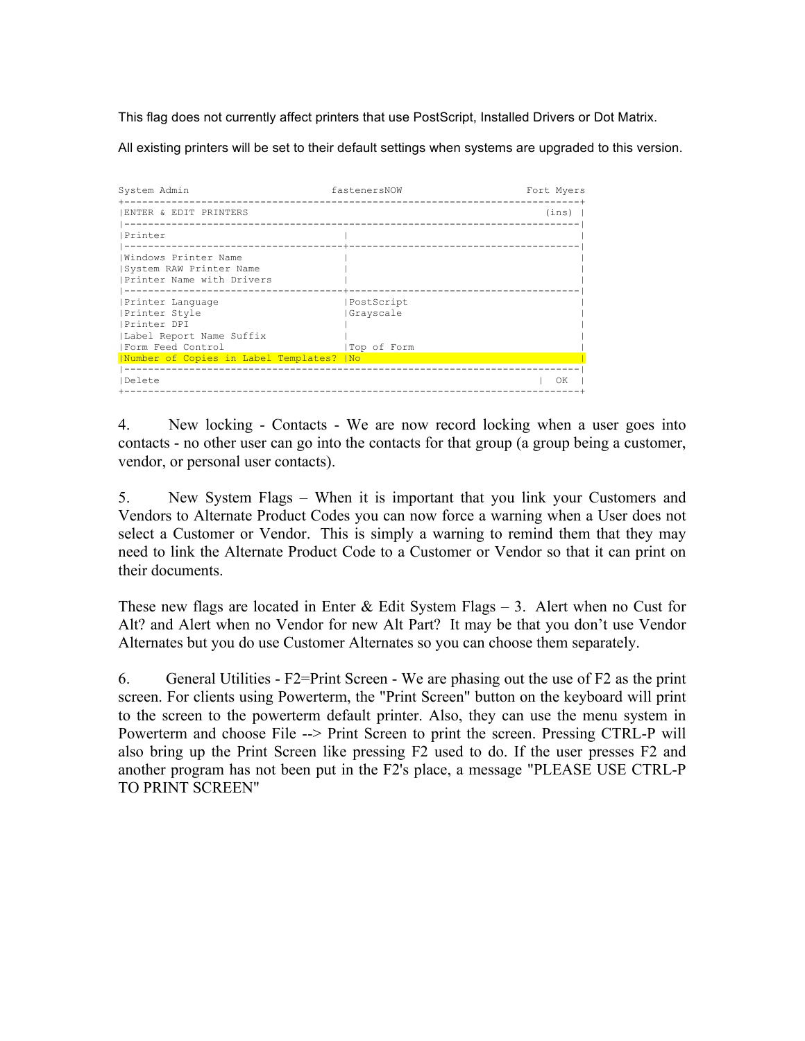This flag does not currently affect printers that use PostScript, Installed Drivers or Dot Matrix.

All existing printers will be set to their default settings when systems are upgraded to this version.

```
System Admin                      fastenersNOW                 Fort Myers
+--------------------------------------------------------------------------+
|ENTER & EDIT PRINTERS                                              (ins) |
|--------------------------------------------------------------------------|
|Printer                             |                                     |
|------------------------------------+-------------------------------------|
|Windows Printer Name                |                                     |
|System RAW Printer Name             |                                     |
|Printer Name with Drivers           |                                     |
|------------------------------------+-------------------------------------|
|Printer Language                    |PostScript                           |
|Printer Style                       |Grayscale                            |
|Printer DPI                         |                                     |
|Label Report Name Suffix            |                                     |
|Form Feed Control                   |Top of Form                          |
|Number of Copies in Label Templates? |No                                  |
|--------------------------------------------------------------------------|
|Delete                                                             |  OK  |
+--------------------------------------------------------------------------+
```

4. New locking - Contacts - We are now record locking when a user goes into contacts - no other user can go into the contacts for that group (a group being a customer, vendor, or personal user contacts).

5. New System Flags – When it is important that you link your Customers and Vendors to Alternate Product Codes you can now force a warning when a User does not select a Customer or Vendor. This is simply a warning to remind them that they may need to link the Alternate Product Code to a Customer or Vendor so that it can print on their documents.

These new flags are located in Enter & Edit System Flags – 3. Alert when no Cust for Alt? and Alert when no Vendor for new Alt Part? It may be that you don't use Vendor Alternates but you do use Customer Alternates so you can choose them separately.

6. General Utilities - F2=Print Screen - We are phasing out the use of F2 as the print screen. For clients using Powerterm, the "Print Screen" button on the keyboard will print to the screen to the powerterm default printer. Also, they can use the menu system in Powerterm and choose File --> Print Screen to print the screen. Pressing CTRL-P will also bring up the Print Screen like pressing F2 used to do. If the user presses F2 and another program has not been put in the F2's place, a message "PLEASE USE CTRL-P TO PRINT SCREEN"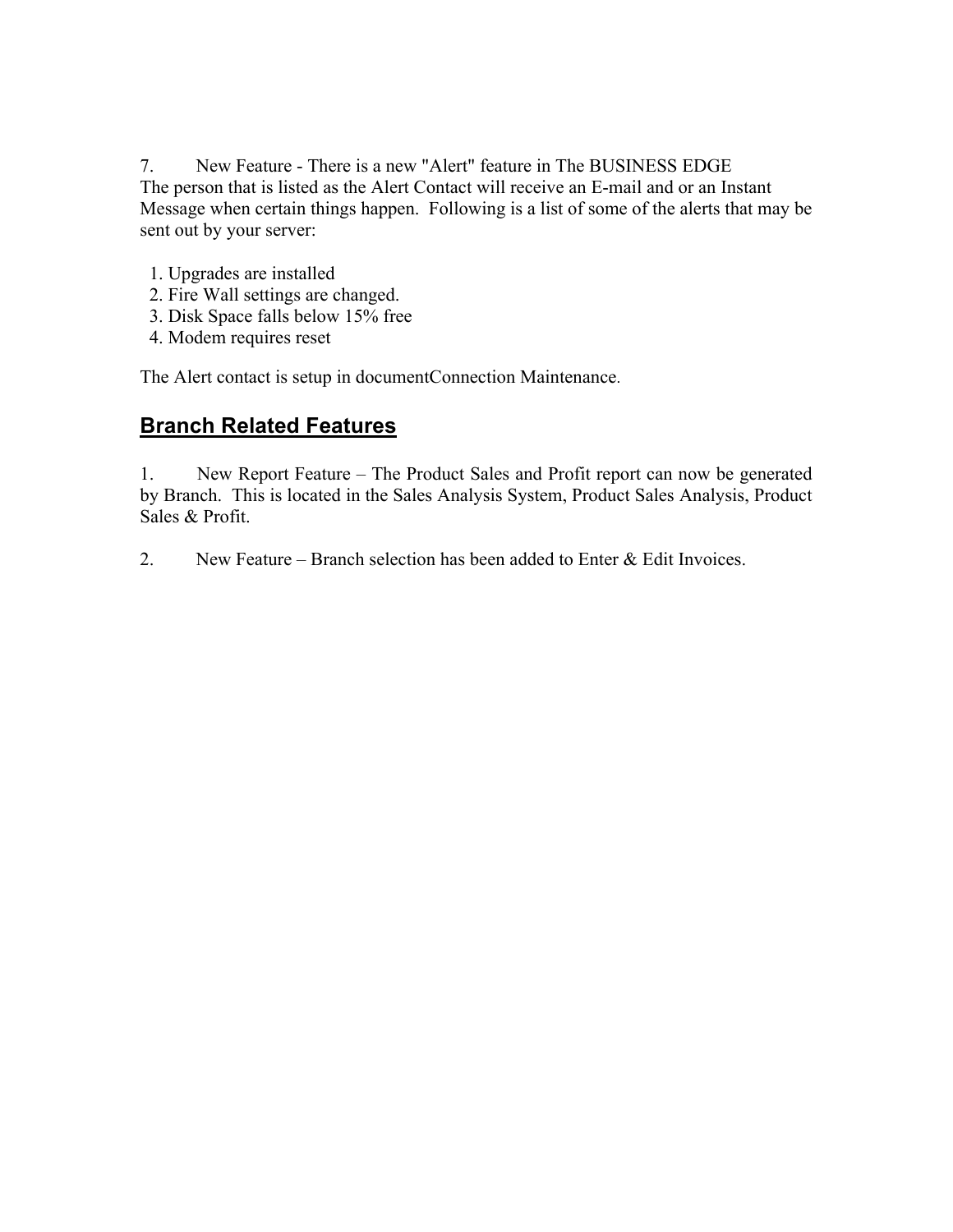7. New Feature - There is a new "Alert" feature in The BUSINESS EDGE
The person that is listed as the Alert Contact will receive an E-mail and or an Instant Message when certain things happen. Following is a list of some of the alerts that may be sent out by your server:

1. Upgrades are installed
2. Fire Wall settings are changed.
3. Disk Space falls below 15% free
4. Modem requires reset

The Alert contact is setup in documentConnection Maintenance.

## **Branch Related Features**

1. New Report Feature – The Product Sales and Profit report can now be generated by Branch. This is located in the Sales Analysis System, Product Sales Analysis, Product Sales & Profit.

2. New Feature – Branch selection has been added to Enter & Edit Invoices.